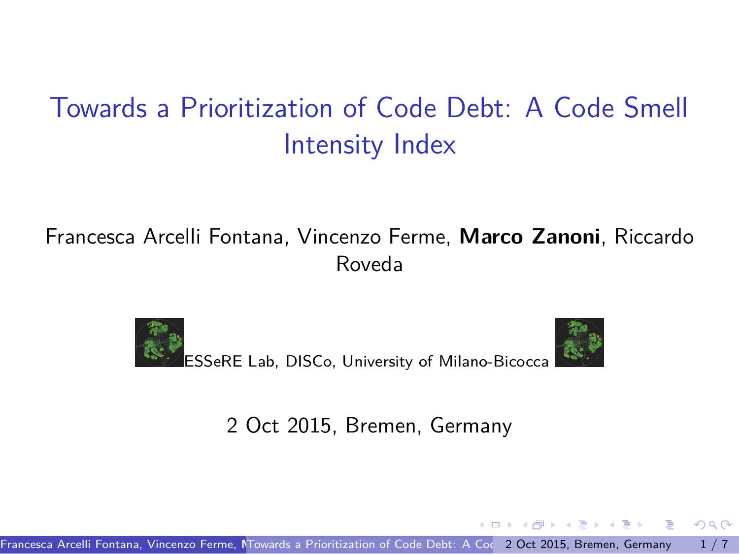# Towards a Prioritization of Code Debt: A Code Smell Intensity Index

Francesca Arcelli Fontana, Vincenzo Ferme, **Marco Zanoni**, Riccardo Roveda

ESSeRE Lab, DISCo, University of Milano-Bicocca

2 Oct 2015, Bremen, Germany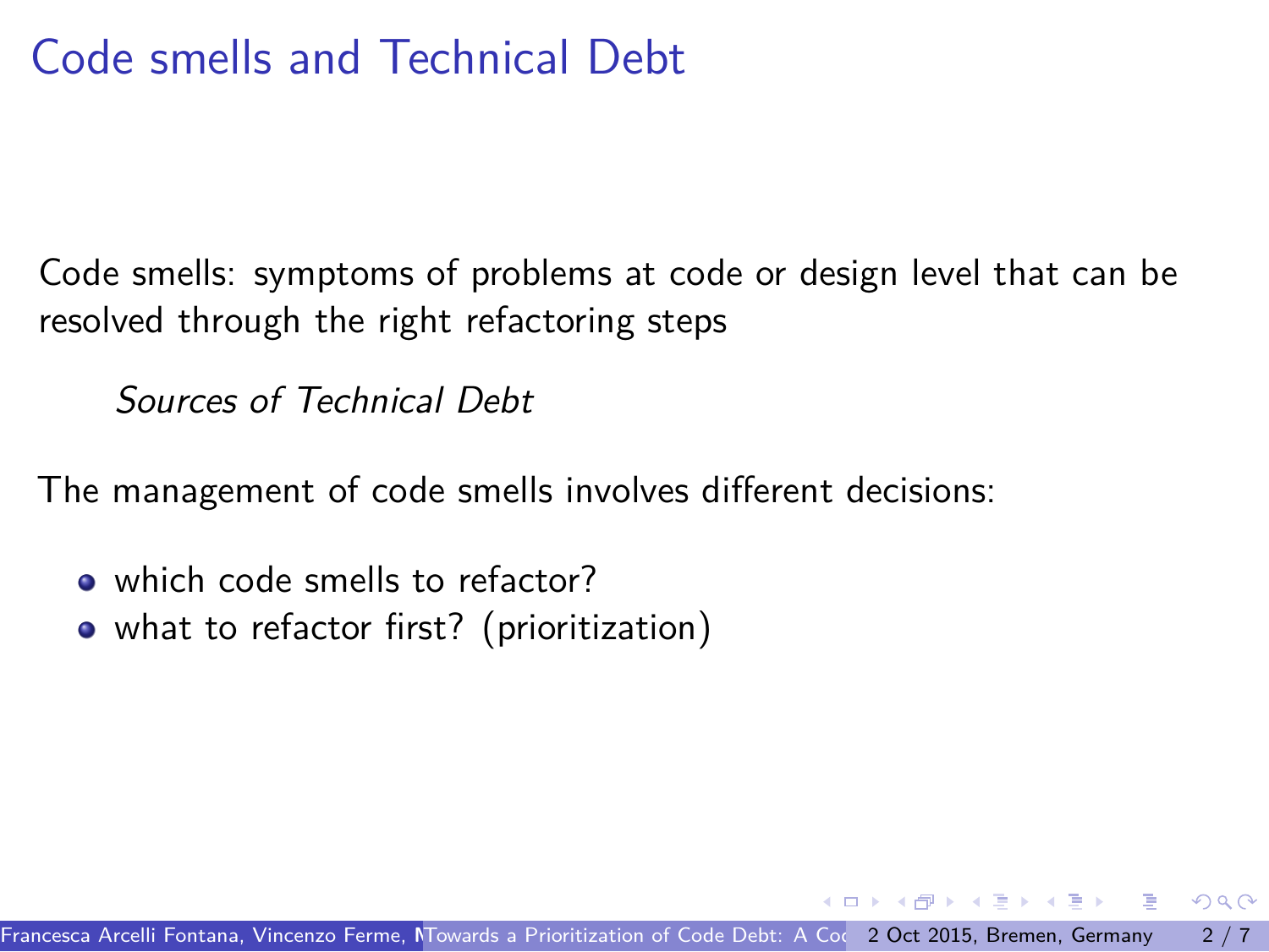# Code smells and Technical Debt

Code smells: symptoms of problems at code or design level that can be resolved through the right refactoring steps

*Sources of Technical Debt*

The management of code smells involves different decisions:

- which code smells to refactor?
- what to refactor first? (prioritization)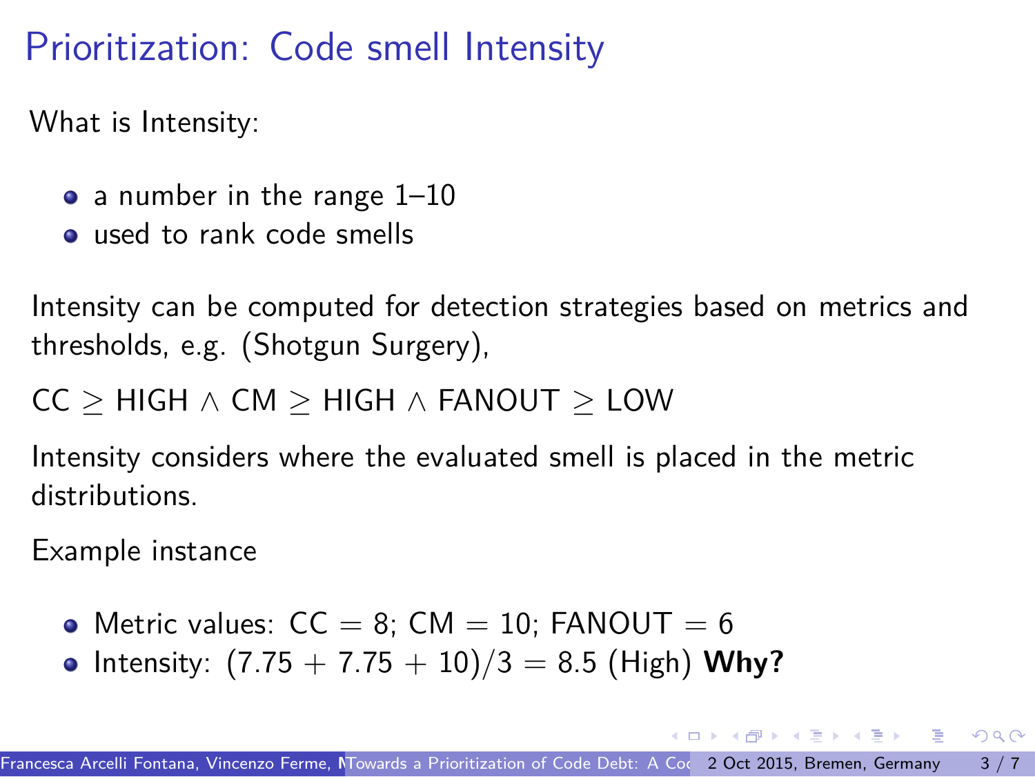# Prioritization: Code smell Intensity

What is Intensity:

- a number in the range 1–10
- used to rank code smells

Intensity can be computed for detection strategies based on metrics and thresholds, e.g. (Shotgun Surgery),

$$CC \geq HIGH \wedge CM \geq HIGH \wedge FANOUT \geq LOW$$

Intensity considers where the evaluated smell is placed in the metric distributions.

Example instance

- Metric values: $CC = 8$; $CM = 10$; $FANOUT = 6$
- Intensity: $(7.75 + 7.75 + 10)/3 = 8.5$ (High) **Why?**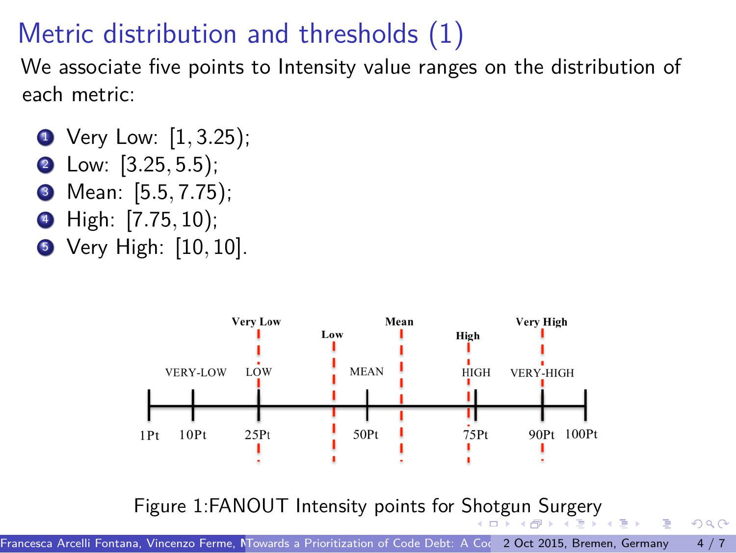# Metric distribution and thresholds (1)

We associate five points to Intensity value ranges on the distribution of each metric:

1. Very Low: $[1, 3.25)$;
2. Low: $[3.25, 5.5)$;
3. Mean: $[5.5, 7.75)$;
4. High: $[7.75, 10)$;
5. Very High: $[10, 10]$.

Figure 1:FANOUT Intensity points for Shotgun Surgery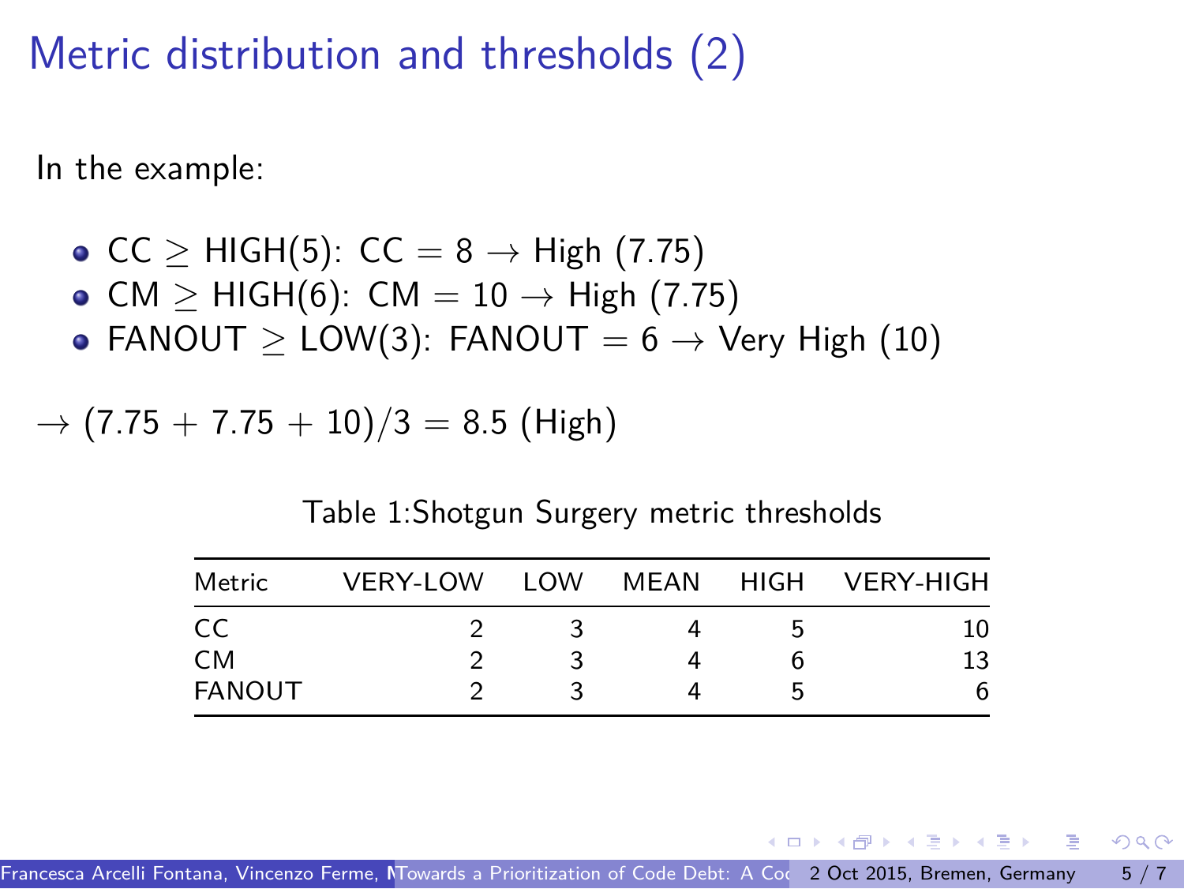# Metric distribution and thresholds (2)

In the example:

- CC $\geq$ HIGH(5): CC $= 8 \rightarrow$ High (7.75)
- CM $\geq$ HIGH(6): CM $= 10 \rightarrow$ High (7.75)
- FANOUT $\geq$ LOW(3): FANOUT $= 6 \rightarrow$ Very High (10)

$\rightarrow (7.75 + 7.75 + 10)/3 = 8.5$ (High)

Table 1:Shotgun Surgery metric thresholds

| Metric | VERY-LOW | LOW | MEAN | HIGH | VERY-HIGH |
|---|---|---|---|---|---|
| CC | 2 | 3 | 4 | 5 | 10 |
| CM | 2 | 3 | 4 | 6 | 13 |
| FANOUT | 2 | 3 | 4 | 5 | 6 |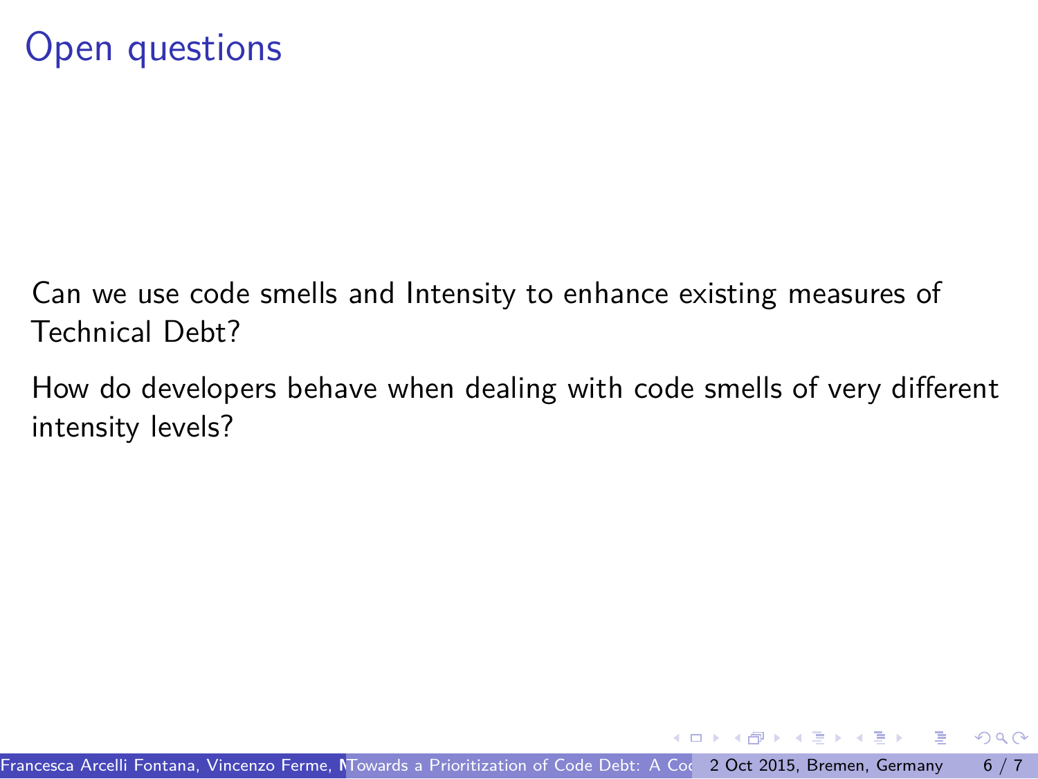# Open questions

Can we use code smells and Intensity to enhance existing measures of Technical Debt?

How do developers behave when dealing with code smells of very different intensity levels?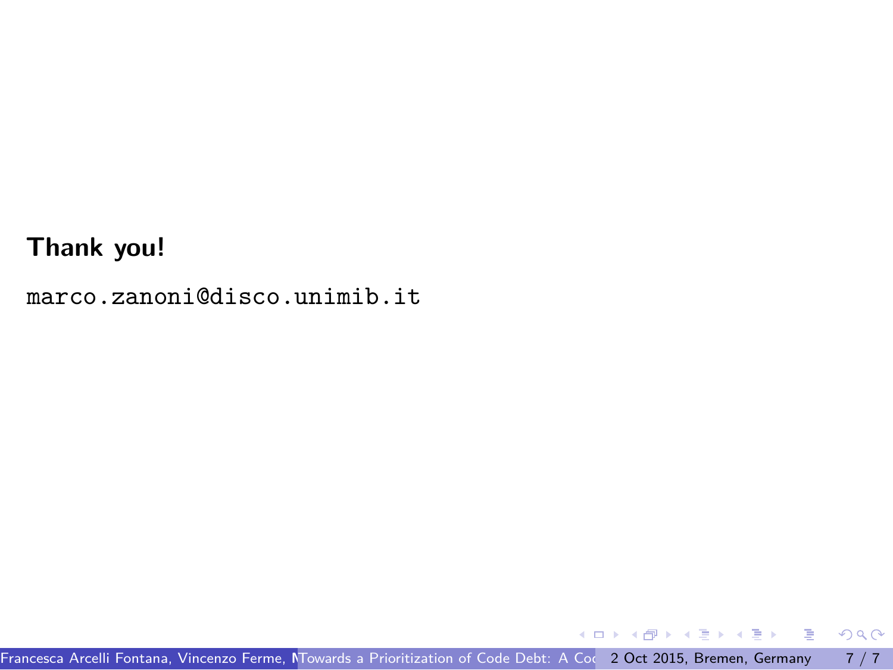**Thank you!**

`marco.zanoni@disco.unimib.it`